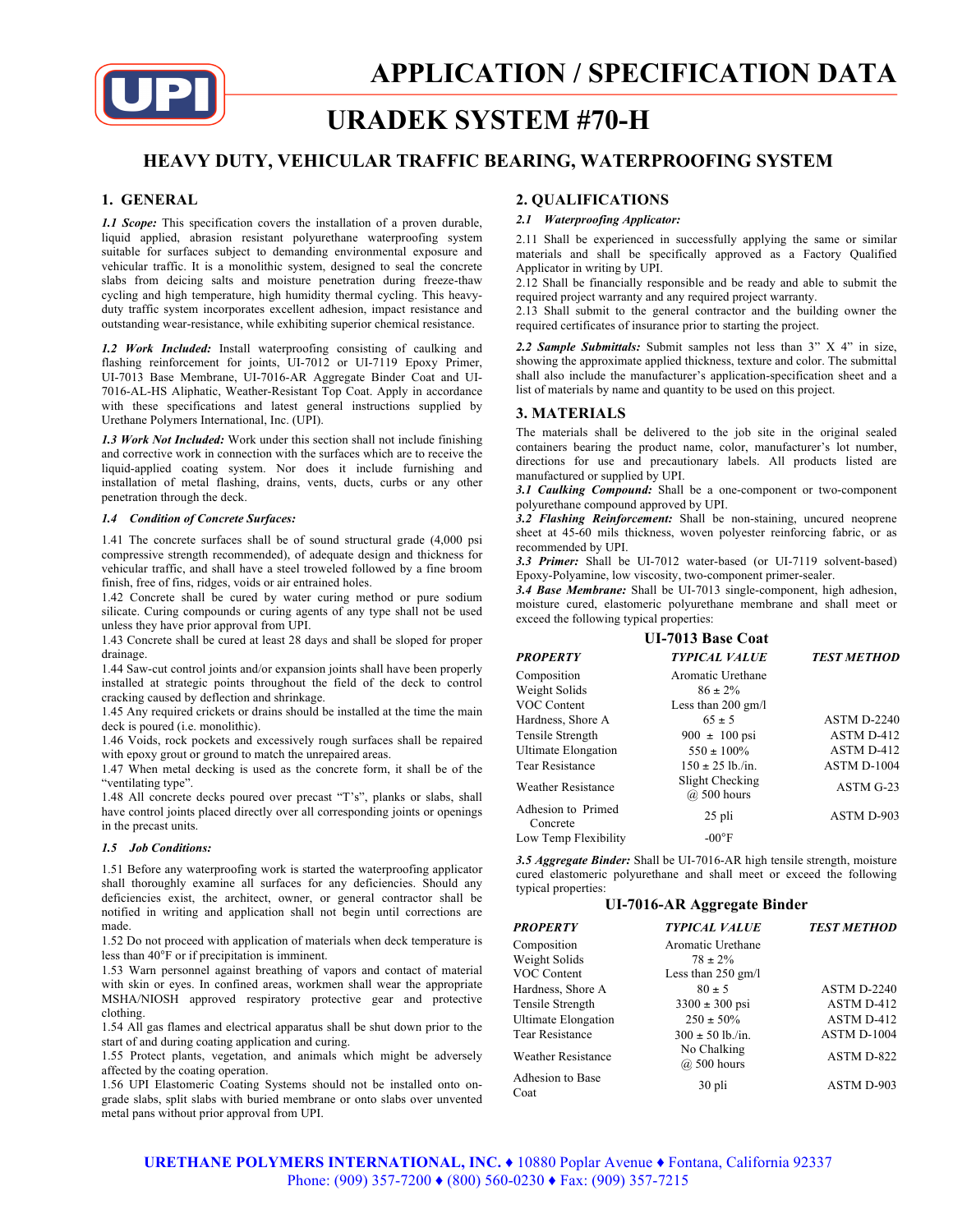# APPLICATION / SPECIFICATION DATA

# URADEK SYSTEM #70-H

## HEAVY DUTY, VEHICULAR TRAFFIC BEARING, WATERPROOFING SYSTEM

## 1. GENERAL

***1.1 Scope:*** This specification covers the installation of a proven durable, liquid applied, abrasion resistant polyurethane waterproofing system suitable for surfaces subject to demanding environmental exposure and vehicular traffic. It is a monolithic system, designed to seal the concrete slabs from deicing salts and moisture penetration during freeze-thaw cycling and high temperature, high humidity thermal cycling. This heavy-duty traffic system incorporates excellent adhesion, impact resistance and outstanding wear-resistance, while exhibiting superior chemical resistance.

***1.2 Work Included:*** Install waterproofing consisting of caulking and flashing reinforcement for joints, UI-7012 or UI-7119 Epoxy Primer, UI-7013 Base Membrane, UI-7016-AR Aggregate Binder Coat and UI-7016-AL-HS Aliphatic, Weather-Resistant Top Coat. Apply in accordance with these specifications and latest general instructions supplied by Urethane Polymers International, Inc. (UPI).

***1.3 Work Not Included:*** Work under this section shall not include finishing and corrective work in connection with the surfaces which are to receive the liquid-applied coating system. Nor does it include furnishing and installation of metal flashing, drains, vents, ducts, curbs or any other penetration through the deck.

***1.4 Condition of Concrete Surfaces:***

1.41 The concrete surfaces shall be of sound structural grade (4,000 psi compressive strength recommended), of adequate design and thickness for vehicular traffic, and shall have a steel troweled followed by a fine broom finish, free of fins, ridges, voids or air entrained holes.
1.42 Concrete shall be cured by water curing method or pure sodium silicate. Curing compounds or curing agents of any type shall not be used unless they have prior approval from UPI.
1.43 Concrete shall be cured at least 28 days and shall be sloped for proper drainage.
1.44 Saw-cut control joints and/or expansion joints shall have been properly installed at strategic points throughout the field of the deck to control cracking caused by deflection and shrinkage.
1.45 Any required crickets or drains should be installed at the time the main deck is poured (i.e. monolithic).
1.46 Voids, rock pockets and excessively rough surfaces shall be repaired with epoxy grout or ground to match the unrepaired areas.
1.47 When metal decking is used as the concrete form, it shall be of the "ventilating type".
1.48 All concrete decks poured over precast "T's", planks or slabs, shall have control joints placed directly over all corresponding joints or openings in the precast units.

***1.5 Job Conditions:***

1.51 Before any waterproofing work is started the waterproofing applicator shall thoroughly examine all surfaces for any deficiencies. Should any deficiencies exist, the architect, owner, or general contractor shall be notified in writing and application shall not begin until corrections are made.
1.52 Do not proceed with application of materials when deck temperature is less than 40°F or if precipitation is imminent.
1.53 Warn personnel against breathing of vapors and contact of material with skin or eyes. In confined areas, workmen shall wear the appropriate MSHA/NIOSH approved respiratory protective gear and protective clothing.
1.54 All gas flames and electrical apparatus shall be shut down prior to the start of and during coating application and curing.
1.55 Protect plants, vegetation, and animals which might be adversely affected by the coating operation.
1.56 UPI Elastomeric Coating Systems should not be installed onto on-grade slabs, split slabs with buried membrane or onto slabs over unvented metal pans without prior approval from UPI.

## 2. QUALIFICATIONS

***2.1 Waterproofing Applicator:***

2.11 Shall be experienced in successfully applying the same or similar materials and shall be specifically approved as a Factory Qualified Applicator in writing by UPI.
2.12 Shall be financially responsible and be ready and able to submit the required project warranty and any required project warranty.
2.13 Shall submit to the general contractor and the building owner the required certificates of insurance prior to starting the project.

***2.2 Sample Submittals:*** Submit samples not less than 3" X 4" in size, showing the approximate applied thickness, texture and color. The submittal shall also include the manufacturer's application-specification sheet and a list of materials by name and quantity to be used on this project.

## 3. MATERIALS

The materials shall be delivered to the job site in the original sealed containers bearing the product name, color, manufacturer's lot number, directions for use and precautionary labels. All products listed are manufactured or supplied by UPI.

***3.1 Caulking Compound:*** Shall be a one-component or two-component polyurethane compound approved by UPI.

***3.2 Flashing Reinforcement:*** Shall be non-staining, uncured neoprene sheet at 45-60 mils thickness, woven polyester reinforcing fabric, or as recommended by UPI.

***3.3 Primer:*** Shall be UI-7012 water-based (or UI-7119 solvent-based) Epoxy-Polyamine, low viscosity, two-component primer-sealer.

***3.4 Base Membrane:*** Shall be UI-7013 single-component, high adhesion, moisture cured, elastomeric polyurethane membrane and shall meet or exceed the following typical properties:

**UI-7013 Base Coat**

| *PROPERTY* | *TYPICAL VALUE* | *TEST METHOD* |
|---|---|---|
| Composition | Aromatic Urethane | |
| Weight Solids | 86 ± 2% | |
| VOC Content | Less than 200 gm/l | |
| Hardness, Shore A | 65 ± 5 | ASTM D-2240 |
| Tensile Strength | 900 ± 100 psi | ASTM D-412 |
| Ultimate Elongation | 550 ± 100% | ASTM D-412 |
| Tear Resistance | 150 ± 25 lb./in. | ASTM D-1004 |
| Weather Resistance | Slight Checking @ 500 hours | ASTM G-23 |
| Adhesion to Primed Concrete | 25 pli | ASTM D-903 |
| Low Temp Flexibility | -00°F | |

***3.5 Aggregate Binder:*** Shall be UI-7016-AR high tensile strength, moisture cured elastomeric polyurethane and shall meet or exceed the following typical properties:

**UI-7016-AR Aggregate Binder**

| *PROPERTY* | *TYPICAL VALUE* | *TEST METHOD* |
|---|---|---|
| Composition | Aromatic Urethane | |
| Weight Solids | 78 ± 2% | |
| VOC Content | Less than 250 gm/l | |
| Hardness, Shore A | 80 ± 5 | ASTM D-2240 |
| Tensile Strength | 3300 ± 300 psi | ASTM D-412 |
| Ultimate Elongation | 250 ± 50% | ASTM D-412 |
| Tear Resistance | 300 ± 50 lb./in. | ASTM D-1004 |
| Weather Resistance | No Chalking @ 500 hours | ASTM D-822 |
| Adhesion to Base Coat | 30 pli | ASTM D-903 |

**URETHANE POLYMERS INTERNATIONAL, INC.** ♦ 10880 Poplar Avenue ♦ Fontana, California 92337
Phone: (909) 357-7200 ♦ (800) 560-0230 ♦ Fax: (909) 357-7215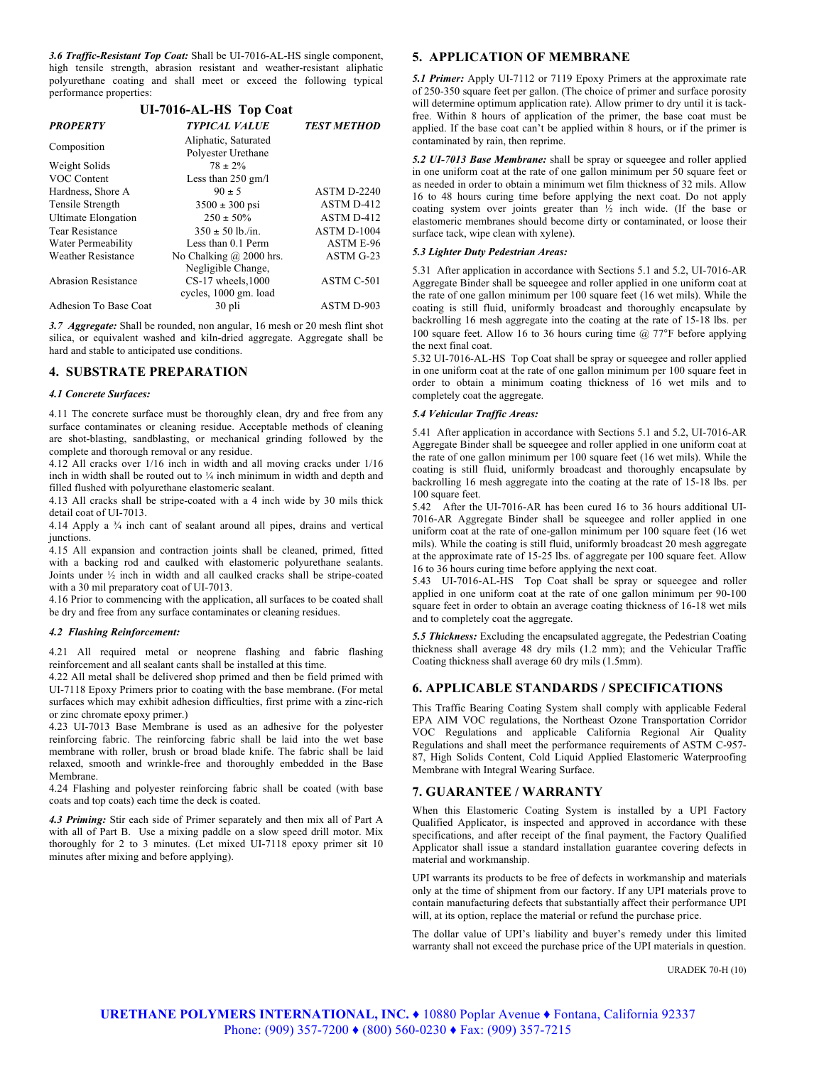***3.6 Traffic-Resistant Top Coat:*** Shall be UI-7016-AL-HS single component, high tensile strength, abrasion resistant and weather-resistant aliphatic polyurethane coating and shall meet or exceed the following typical performance properties:

**UI-7016-AL-HS Top Coat**

| *PROPERTY* | *TYPICAL VALUE* | *TEST METHOD* |
|---|---|---|
| Composition | Aliphatic, Saturated Polyester Urethane | |
| Weight Solids | 78 ± 2% | |
| VOC Content | Less than 250 gm/l | |
| Hardness, Shore A | 90 ± 5 | ASTM D-2240 |
| Tensile Strength | 3500 ± 300 psi | ASTM D-412 |
| Ultimate Elongation | 250 ± 50% | ASTM D-412 |
| Tear Resistance | 350 ± 50 lb./in. | ASTM D-1004 |
| Water Permeability | Less than 0.1 Perm | ASTM E-96 |
| Weather Resistance | No Chalking @ 2000 hrs. | ASTM G-23 |
| Abrasion Resistance | Negligible Change, CS-17 wheels,1000 cycles, 1000 gm. load | ASTM C-501 |
| Adhesion To Base Coat | 30 pli | ASTM D-903 |

***3.7 Aggregate:*** Shall be rounded, non angular, 16 mesh or 20 mesh flint shot silica, or equivalent washed and kiln-dried aggregate. Aggregate shall be hard and stable to anticipated use conditions.

## 4. SUBSTRATE PREPARATION

***4.1 Concrete Surfaces:***

4.11 The concrete surface must be thoroughly clean, dry and free from any surface contaminates or cleaning residue. Acceptable methods of cleaning are shot-blasting, sandblasting, or mechanical grinding followed by the complete and thorough removal or any residue.

4.12 All cracks over 1/16 inch in width and all moving cracks under 1/16 inch in width shall be routed out to ¼ inch minimum in width and depth and filled flushed with polyurethane elastomeric sealant.

4.13 All cracks shall be stripe-coated with a 4 inch wide by 30 mils thick detail coat of UI-7013.

4.14 Apply a ¾ inch cant of sealant around all pipes, drains and vertical junctions.

4.15 All expansion and contraction joints shall be cleaned, primed, fitted with a backing rod and caulked with elastomeric polyurethane sealants. Joints under ½ inch in width and all caulked cracks shall be stripe-coated with a 30 mil preparatory coat of UI-7013.

4.16 Prior to commencing with the application, all surfaces to be coated shall be dry and free from any surface contaminates or cleaning residues.

***4.2 Flashing Reinforcement:***

4.21 All required metal or neoprene flashing and fabric flashing reinforcement and all sealant cants shall be installed at this time.

4.22 All metal shall be delivered shop primed and then be field primed with UI-7118 Epoxy Primers prior to coating with the base membrane. (For metal surfaces which may exhibit adhesion difficulties, first prime with a zinc-rich or zinc chromate epoxy primer.)

4.23 UI-7013 Base Membrane is used as an adhesive for the polyester reinforcing fabric. The reinforcing fabric shall be laid into the wet base membrane with roller, brush or broad blade knife. The fabric shall be laid relaxed, smooth and wrinkle-free and thoroughly embedded in the Base Membrane.

4.24 Flashing and polyester reinforcing fabric shall be coated (with base coats and top coats) each time the deck is coated.

***4.3 Priming:*** Stir each side of Primer separately and then mix all of Part A with all of Part B. Use a mixing paddle on a slow speed drill motor. Mix thoroughly for 2 to 3 minutes. (Let mixed UI-7118 epoxy primer sit 10 minutes after mixing and before applying).

## 5. APPLICATION OF MEMBRANE

***5.1 Primer:*** Apply UI-7112 or 7119 Epoxy Primers at the approximate rate of 250-350 square feet per gallon. (The choice of primer and surface porosity will determine optimum application rate). Allow primer to dry until it is tack-free. Within 8 hours of application of the primer, the base coat must be applied. If the base coat can't be applied within 8 hours, or if the primer is contaminated by rain, then reprime.

***5.2 UI-7013 Base Membrane:*** shall be spray or squeegee and roller applied in one uniform coat at the rate of one gallon minimum per 50 square feet or as needed in order to obtain a minimum wet film thickness of 32 mils. Allow 16 to 48 hours curing time before applying the next coat. Do not apply coating system over joints greater than ½ inch wide. (If the base or elastomeric membranes should become dirty or contaminated, or loose their surface tack, wipe clean with xylene).

***5.3 Lighter Duty Pedestrian Areas:***

5.31 After application in accordance with Sections 5.1 and 5.2, UI-7016-AR Aggregate Binder shall be squeegee and roller applied in one uniform coat at the rate of one gallon minimum per 100 square feet (16 wet mils). While the coating is still fluid, uniformly broadcast and thoroughly encapsulate by backrolling 16 mesh aggregate into the coating at the rate of 15-18 lbs. per 100 square feet. Allow 16 to 36 hours curing time @ 77°F before applying the next final coat.

5.32 UI-7016-AL-HS Top Coat shall be spray or squeegee and roller applied in one uniform coat at the rate of one gallon minimum per 100 square feet in order to obtain a minimum coating thickness of 16 wet mils and to completely coat the aggregate.

***5.4 Vehicular Traffic Areas:***

5.41 After application in accordance with Sections 5.1 and 5.2, UI-7016-AR Aggregate Binder shall be squeegee and roller applied in one uniform coat at the rate of one gallon minimum per 100 square feet (16 wet mils). While the coating is still fluid, uniformly broadcast and thoroughly encapsulate by backrolling 16 mesh aggregate into the coating at the rate of 15-18 lbs. per 100 square feet.

5.42 After the UI-7016-AR has been cured 16 to 36 hours additional UI-7016-AR Aggregate Binder shall be squeegee and roller applied in one uniform coat at the rate of one-gallon minimum per 100 square feet (16 wet mils). While the coating is still fluid, uniformly broadcast 20 mesh aggregate at the approximate rate of 15-25 lbs. of aggregate per 100 square feet. Allow 16 to 36 hours curing time before applying the next coat.

5.43 UI-7016-AL-HS Top Coat shall be spray or squeegee and roller applied in one uniform coat at the rate of one gallon minimum per 90-100 square feet in order to obtain an average coating thickness of 16-18 wet mils and to completely coat the aggregate.

***5.5 Thickness:*** Excluding the encapsulated aggregate, the Pedestrian Coating thickness shall average 48 dry mils (1.2 mm); and the Vehicular Traffic Coating thickness shall average 60 dry mils (1.5mm).

## 6. APPLICABLE STANDARDS / SPECIFICATIONS

This Traffic Bearing Coating System shall comply with applicable Federal EPA AIM VOC regulations, the Northeast Ozone Transportation Corridor VOC Regulations and applicable California Regional Air Quality Regulations and shall meet the performance requirements of ASTM C-957-87, High Solids Content, Cold Liquid Applied Elastomeric Waterproofing Membrane with Integral Wearing Surface.

## 7. GUARANTEE / WARRANTY

When this Elastomeric Coating System is installed by a UPI Factory Qualified Applicator, is inspected and approved in accordance with these specifications, and after receipt of the final payment, the Factory Qualified Applicator shall issue a standard installation guarantee covering defects in material and workmanship.

UPI warrants its products to be free of defects in workmanship and materials only at the time of shipment from our factory. If any UPI materials prove to contain manufacturing defects that substantially affect their performance UPI will, at its option, replace the material or refund the purchase price.

The dollar value of UPI's liability and buyer's remedy under this limited warranty shall not exceed the purchase price of the UPI materials in question.

URADEK 70-H (10)

**URETHANE POLYMERS INTERNATIONAL, INC.** ♦ 10880 Poplar Avenue ♦ Fontana, California 92337
Phone: (909) 357-7200 ♦ (800) 560-0230 ♦ Fax: (909) 357-7215